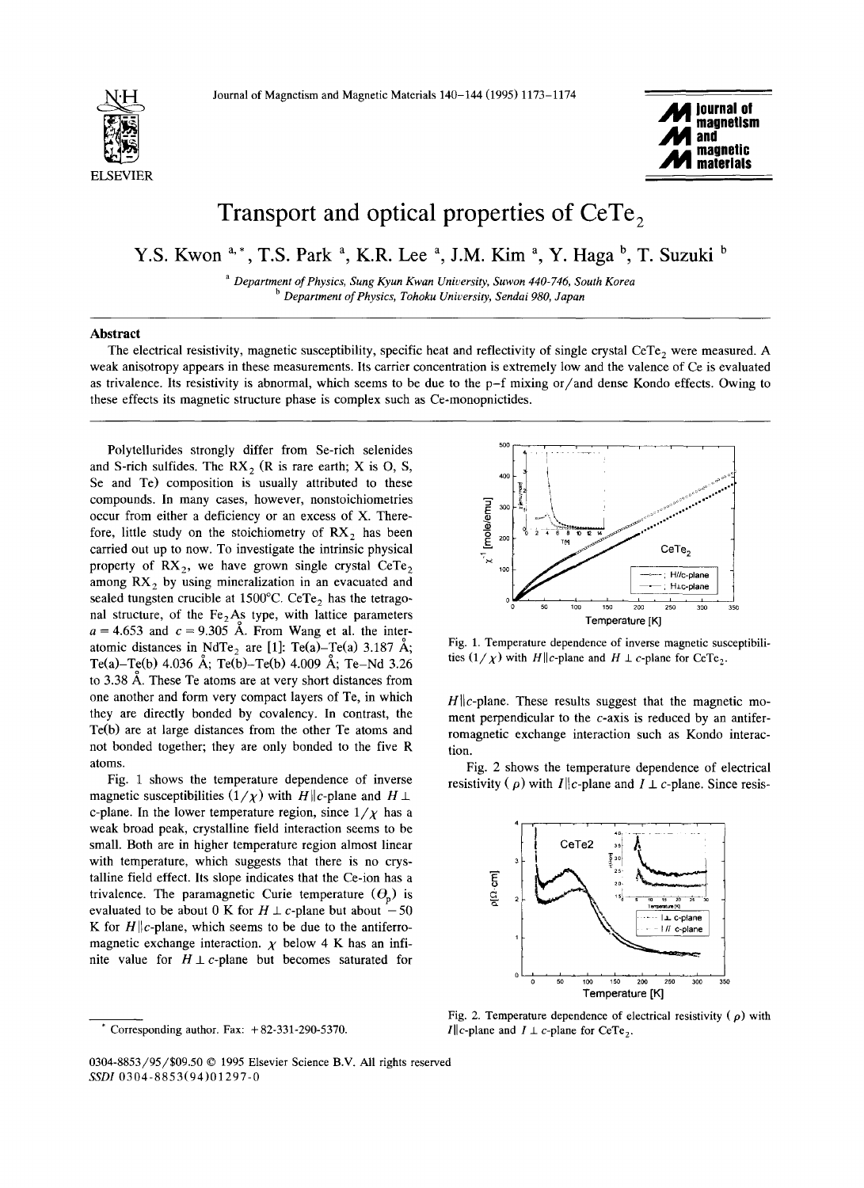# Transport and optical properties of $CeTe_2$

Y.S. Kwon [a,*], T.S. Park [a], K.R. Lee [a], J.M. Kim [a], Y. Haga [b], T. Suzuki [b]

[a] *Department of Physics, Sung Kyun Kwan University, Suwon 440-746, South Korea*
[b] *Department of Physics, Tohoku University, Sendai 980, Japan*

## Abstract

The electrical resistivity, magnetic susceptibility, specific heat and reflectivity of single crystal $CeTe_2$ were measured. A weak anisotropy appears in these measurements. Its carrier concentration is extremely low and the valence of Ce is evaluated as trivalence. Its resistivity is abnormal, which seems to be due to the p–f mixing or/and dense Kondo effects. Owing to these effects its magnetic structure phase is complex such as Ce-monopnictides.

---

Polytellurides strongly differ from Se-rich selenides and S-rich sulfides. The $RX_2$ (R is rare earth; X is O, S, Se and Te) composition is usually attributed to these compounds. In many cases, however, nonstoichiometries occur from either a deficiency or an excess of X. Therefore, little study on the stoichiometry of $RX_2$ has been carried out up to now. To investigate the intrinsic physical property of $RX_2$, we have grown single crystal $CeTe_2$ among $RX_2$ by using mineralization in an evacuated and sealed tungsten crucible at 1500°C. $CeTe_2$ has the tetragonal structure, of the $Fe_2As$ type, with lattice parameters $a = 4.653$ and $c = 9.305$ Å. From Wang et al. the interatomic distances in $NdTe_2$ are [1]: Te(a)–Te(a) 3.187 Å; Te(a)–Te(b) 4.036 Å; Te(b)–Te(b) 4.009 Å; Te–Nd 3.26 to 3.38 Å. These Te atoms are at very short distances from one another and form very compact layers of Te, in which they are directly bonded by covalency. In contrast, the Te(b) are at large distances from the other Te atoms and not bonded together; they are only bonded to the five R atoms.

Fig. 1 shows the temperature dependence of inverse magnetic susceptibilities ($1/\chi$) with $H \| c$-plane and $H \perp$ c-plane. In the lower temperature region, since $1/\chi$ has a weak broad peak, crystalline field interaction seems to be small. Both are in higher temperature region almost linear with temperature, which suggests that there is no crystalline field effect. Its slope indicates that the Ce-ion has a trivalence. The paramagnetic Curie temperature ($\Theta_p$) is evaluated to be about 0 K for $H \perp$ c-plane but about $-50$ K for $H \| c$-plane, which seems to be due to the antiferromagnetic exchange interaction. $\chi$ below 4 K has an infinite value for $H \perp$ c-plane but becomes saturated for $H \| c$-plane. These results suggest that the magnetic moment perpendicular to the $c$-axis is reduced by an antiferromagnetic exchange interaction such as Kondo interaction.

Fig. 1. Temperature dependence of inverse magnetic susceptibilities ($1/\chi$) with $H \| c$-plane and $H \perp c$-plane for $CeTe_2$.

Fig. 2 shows the temperature dependence of electrical resistivity ($\rho$) with $I \| c$-plane and $I \perp c$-plane. Since resis-

Fig. 2. Temperature dependence of electrical resistivity ($\rho$) with $I \| c$-plane and $I \perp c$-plane for $CeTe_2$.

---

* Corresponding author. Fax: +82-331-290-5370.

0304-8853/95/$09.50 © 1995 Elsevier Science B.V. All rights reserved
SSDI 0304-8853(94)01297-0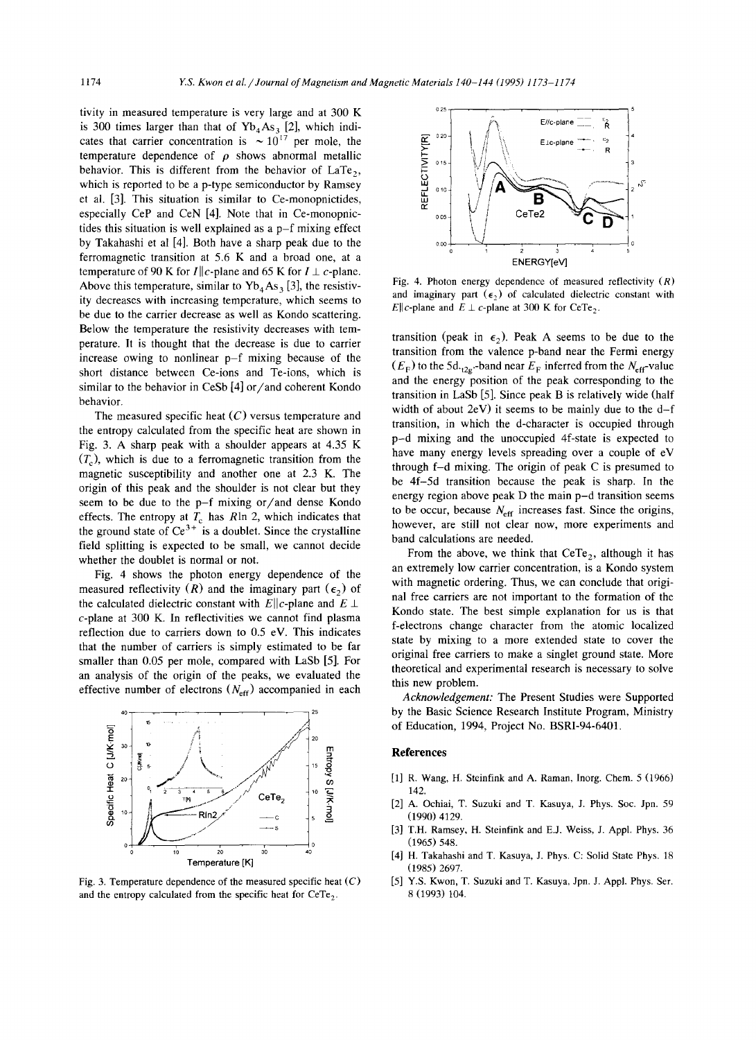tivity in measured temperature is very large and at 300 K is 300 times larger than that of $Yb_4As_3$ [2], which indicates that carrier concentration is $\sim 10^{17}$ per mole, the temperature dependence of $\rho$ shows abnormal metallic behavior. This is different from the behavior of $LaTe_2$, which is reported to be a p-type semiconductor by Ramsey et al. [3]. This situation is similar to Ce-monopnictides, especially CeP and CeN [4]. Note that in Ce-monopnictides this situation is well explained as a p–f mixing effect by Takahashi et al [4]. Both have a sharp peak due to the ferromagnetic transition at 5.6 K and a broad one, at a temperature of 90 K for $I \parallel c$-plane and 65 K for $I \perp c$-plane. Above this temperature, similar to $Yb_4As_3$ [3], the resistivity decreases with increasing temperature, which seems to be due to the carrier decrease as well as Kondo scattering. Below the temperature the resistivity decreases with temperature. It is thought that the decrease is due to carrier increase owing to nonlinear p–f mixing because of the short distance between Ce-ions and Te-ions, which is similar to the behavior in CeSb [4] or/and coherent Kondo behavior.

The measured specific heat ($C$) versus temperature and the entropy calculated from the specific heat are shown in Fig. 3. A sharp peak with a shoulder appears at 4.35 K ($T_c$), which is due to a ferromagnetic transition from the magnetic susceptibility and another one at 2.3 K. The origin of this peak and the shoulder is not clear but they seem to be due to the p–f mixing or/and dense Kondo effects. The entropy at $T_c$ has $R\ln 2$, which indicates that the ground state of $Ce^{3+}$ is a doublet. Since the crystalline field splitting is expected to be small, we cannot decide whether the doublet is normal or not.

Fig. 4 shows the photon energy dependence of the measured reflectivity ($R$) and the imaginary part ($\epsilon_2$) of the calculated dielectric constant with $E \parallel c$-plane and $E \perp c$-plane at 300 K. In reflectivities we cannot find plasma reflection due to carriers down to 0.5 eV. This indicates that the number of carriers is simply estimated to be far smaller than 0.05 per mole, compared with LaSb [5]. For an analysis of the origin of the peaks, we evaluated the effective number of electrons ($N_{eff}$) accompanied in each

Specific Heat C [J/K mol]
Entropy S [J/K mol]
Temperature [K]
CeTe$_2$
Rln2
C
S
C[J/K mol]
T[K]
0 10 20 30 40
0 10 20 30 40
0 5 10 15 20 25

Fig. 3. Temperature dependence of the measured specific heat ($C$) and the entropy calculated from the specific heat for $CeTe_2$.

REFLECTIVITY[R]
ENERGY[eV]
E//c-plane
E⊥c-plane
$\epsilon_2$
R
A
B
C
D
CeTe2
0.00 0.05 0.10 0.15 0.20 0.25
0 1 2 3 4 5

Fig. 4. Photon energy dependence of measured reflectivity ($R$) and imaginary part ($\epsilon_2$) of calculated dielectric constant with $E \parallel c$-plane and $E \perp c$-plane at 300 K for $CeTe_2$.

transition (peak in $\epsilon_2$). Peak A seems to be due to the transition from the valence p-band near the Fermi energy ($E_F$) to the $5d_{t2g}$-band near $E_F$ inferred from the $N_{eff}$-value and the energy position of the peak corresponding to the transition in LaSb [5]. Since peak B is relatively wide (half width of about 2eV) it seems to be mainly due to the d–f transition, in which the d-character is occupied through p–d mixing and the unoccupied 4f-state is expected to have many energy levels spreading over a couple of eV through f–d mixing. The origin of peak C is presumed to be 4f–5d transition because the peak is sharp. In the energy region above peak D the main p–d transition seems to be occur, because $N_{eff}$ increases fast. Since the origins, however, are still not clear now, more experiments and band calculations are needed.

From the above, we think that $CeTe_2$, although it has an extremely low carrier concentration, is a Kondo system with magnetic ordering. Thus, we can conclude that original free carriers are not important to the formation of the Kondo state. The best simple explanation for us is that f-electrons change character from the atomic localized state by mixing to a more extended state to cover the original free carriers to make a singlet ground state. More theoretical and experimental research is necessary to solve this new problem.

*Acknowledgement:* The Present Studies were Supported by the Basic Science Research Institute Program, Ministry of Education, 1994, Project No. BSRI-94-6401.

## References

[1] R. Wang, H. Steinfink and A. Raman, Inorg. Chem. 5 (1966) 142.

[2] A. Ochiai, T. Suzuki and T. Kasuya, J. Phys. Soc. Jpn. 59 (1990) 4129.

[3] T.H. Ramsey, H. Steinfink and E.J. Weiss, J. Appl. Phys. 36 (1965) 548.

[4] H. Takahashi and T. Kasuya, J. Phys. C: Solid State Phys. 18 (1985) 2697.

[5] Y.S. Kwon, T. Suzuki and T. Kasuya, Jpn. J. Appl. Phys. Ser. 8 (1993) 104.